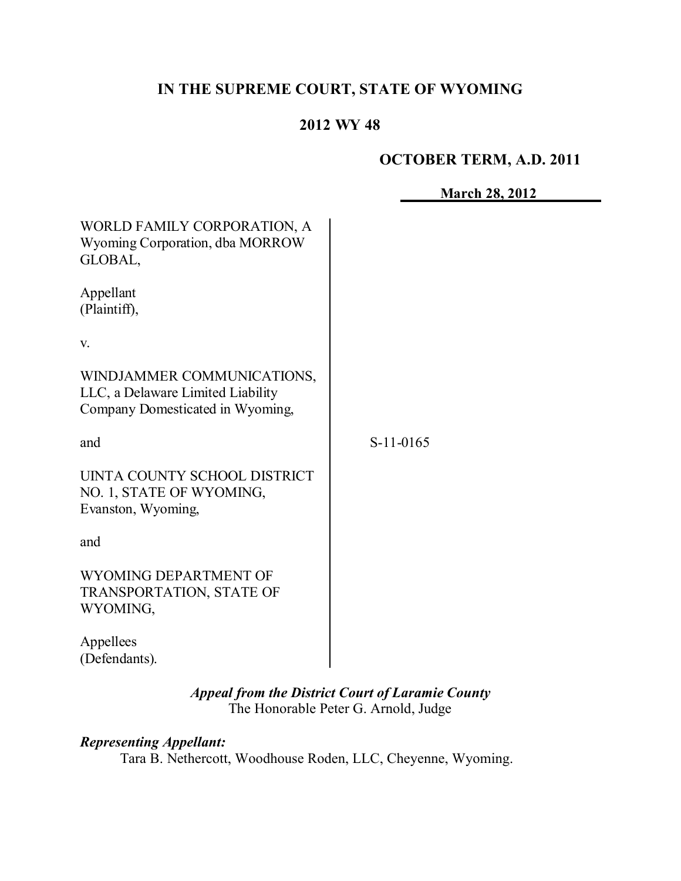# IN THE SUPREME COURT, STATE OF WYOMING

## 2012 WY 48

**OCTOBER TERM, A.D. 2011**

**March 28, 2012**

| | |
|---|---|
| WORLD FAMILY CORPORATION, A Wyoming Corporation, dba MORROW GLOBAL,<br><br>Appellant (Plaintiff),<br><br>v.<br><br>WINDJAMMER COMMUNICATIONS, LLC, a Delaware Limited Liability Company Domesticated in Wyoming,<br><br>and<br><br>UINTA COUNTY SCHOOL DISTRICT NO. 1, STATE OF WYOMING, Evanston, Wyoming,<br><br>and<br><br>WYOMING DEPARTMENT OF TRANSPORTATION, STATE OF WYOMING,<br><br>Appellees (Defendants). | S-11-0165 |

***Appeal from the District Court of Laramie County***
The Honorable Peter G. Arnold, Judge

***Representing Appellant:***
Tara B. Nethercott, Woodhouse Roden, LLC, Cheyenne, Wyoming.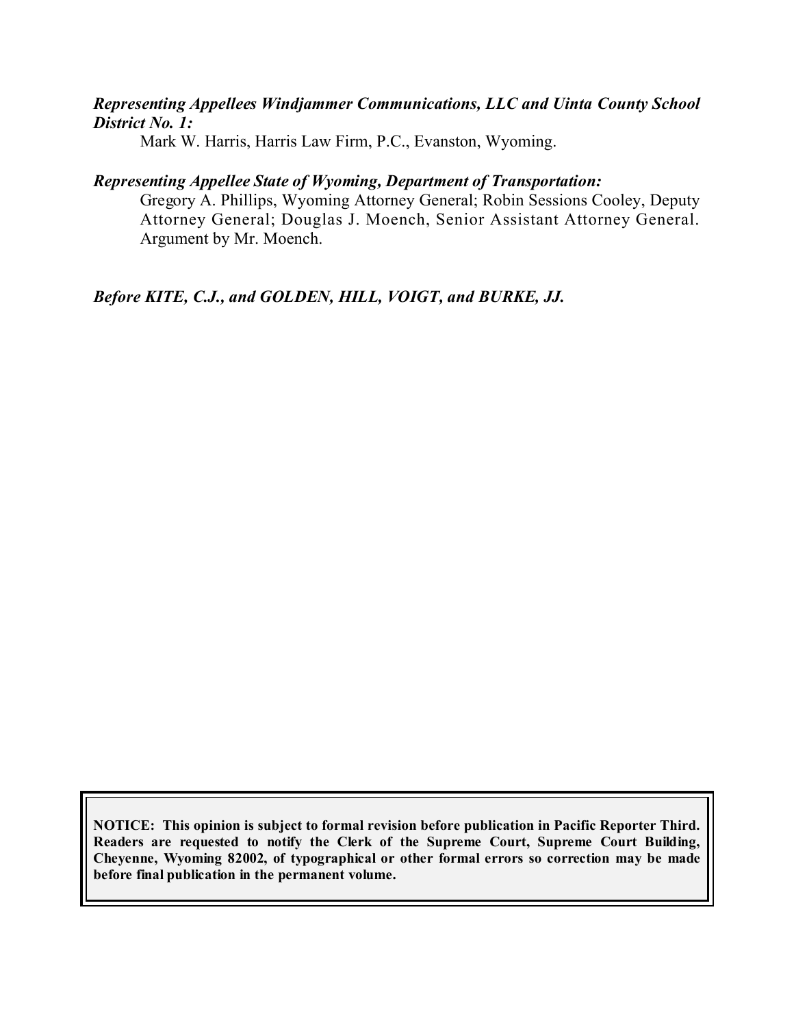***Representing Appellees Windjammer Communications, LLC and Uinta County School District No. 1:***

Mark W. Harris, Harris Law Firm, P.C., Evanston, Wyoming.

***Representing Appellee State of Wyoming, Department of Transportation:***

Gregory A. Phillips, Wyoming Attorney General; Robin Sessions Cooley, Deputy Attorney General; Douglas J. Moench, Senior Assistant Attorney General. Argument by Mr. Moench.

***Before KITE, C.J., and GOLDEN, HILL, VOIGT, and BURKE, JJ.***

**NOTICE: This opinion is subject to formal revision before publication in Pacific Reporter Third. Readers are requested to notify the Clerk of the Supreme Court, Supreme Court Building, Cheyenne, Wyoming 82002, of typographical or other formal errors so correction may be made before final publication in the permanent volume.**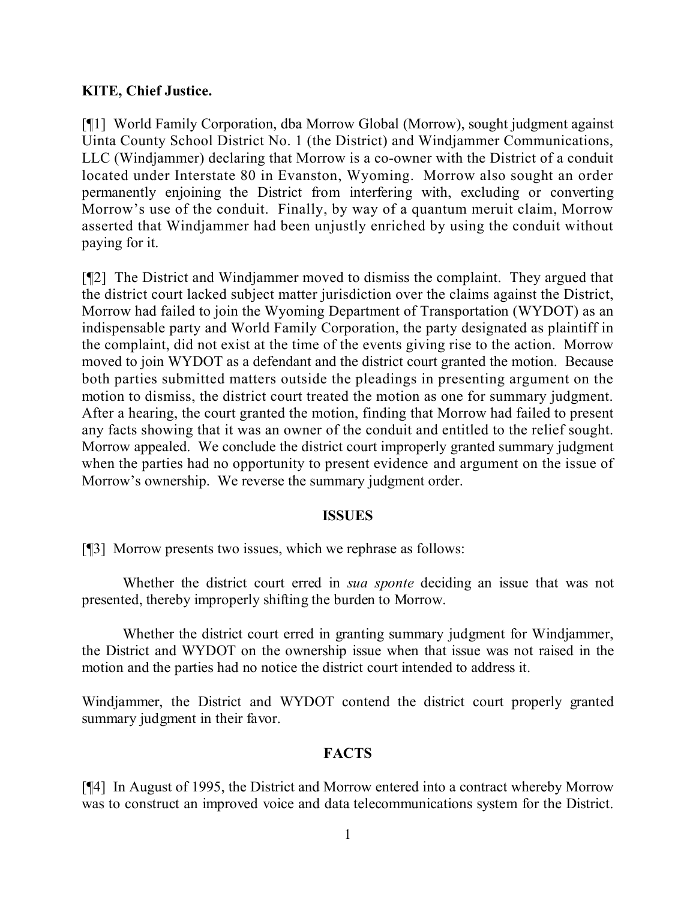**KITE, Chief Justice.**

[¶1] World Family Corporation, dba Morrow Global (Morrow), sought judgment against Uinta County School District No. 1 (the District) and Windjammer Communications, LLC (Windjammer) declaring that Morrow is a co-owner with the District of a conduit located under Interstate 80 in Evanston, Wyoming. Morrow also sought an order permanently enjoining the District from interfering with, excluding or converting Morrow's use of the conduit. Finally, by way of a quantum meruit claim, Morrow asserted that Windjammer had been unjustly enriched by using the conduit without paying for it.

[¶2] The District and Windjammer moved to dismiss the complaint. They argued that the district court lacked subject matter jurisdiction over the claims against the District, Morrow had failed to join the Wyoming Department of Transportation (WYDOT) as an indispensable party and World Family Corporation, the party designated as plaintiff in the complaint, did not exist at the time of the events giving rise to the action. Morrow moved to join WYDOT as a defendant and the district court granted the motion. Because both parties submitted matters outside the pleadings in presenting argument on the motion to dismiss, the district court treated the motion as one for summary judgment. After a hearing, the court granted the motion, finding that Morrow had failed to present any facts showing that it was an owner of the conduit and entitled to the relief sought. Morrow appealed. We conclude the district court improperly granted summary judgment when the parties had no opportunity to present evidence and argument on the issue of Morrow's ownership. We reverse the summary judgment order.

## ISSUES

[¶3] Morrow presents two issues, which we rephrase as follows:

Whether the district court erred in *sua sponte* deciding an issue that was not presented, thereby improperly shifting the burden to Morrow.

Whether the district court erred in granting summary judgment for Windjammer, the District and WYDOT on the ownership issue when that issue was not raised in the motion and the parties had no notice the district court intended to address it.

Windjammer, the District and WYDOT contend the district court properly granted summary judgment in their favor.

## FACTS

[¶4] In August of 1995, the District and Morrow entered into a contract whereby Morrow was to construct an improved voice and data telecommunications system for the District.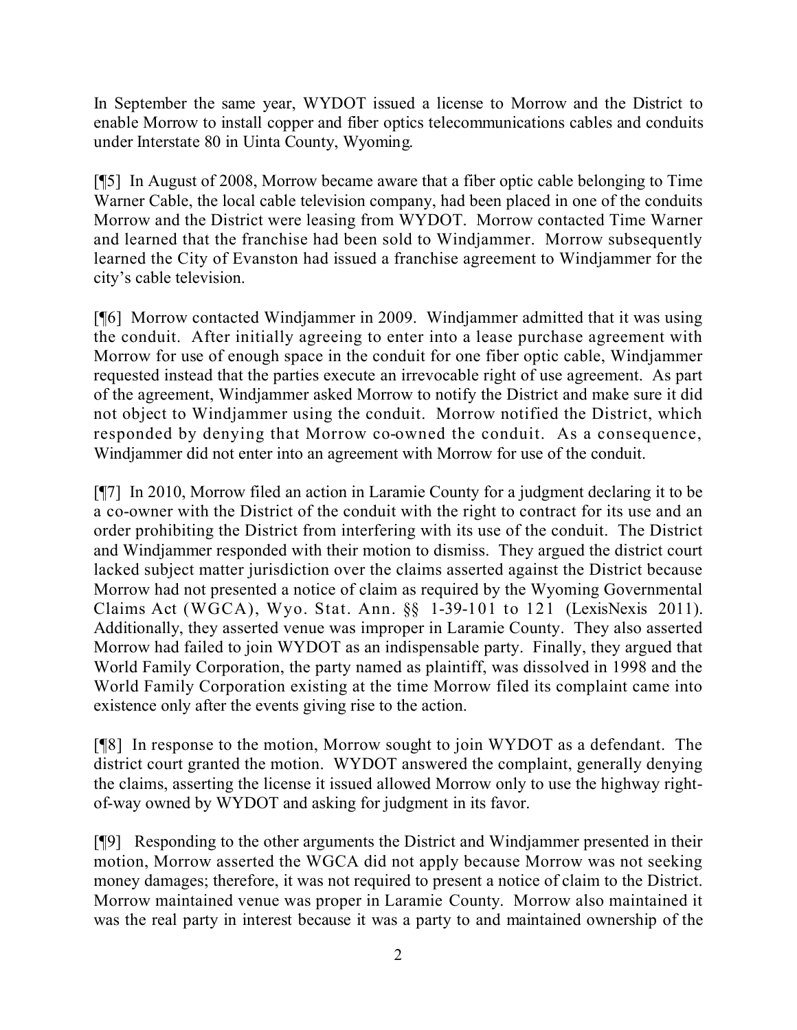In September the same year, WYDOT issued a license to Morrow and the District to enable Morrow to install copper and fiber optics telecommunications cables and conduits under Interstate 80 in Uinta County, Wyoming.

[¶5] In August of 2008, Morrow became aware that a fiber optic cable belonging to Time Warner Cable, the local cable television company, had been placed in one of the conduits Morrow and the District were leasing from WYDOT. Morrow contacted Time Warner and learned that the franchise had been sold to Windjammer. Morrow subsequently learned the City of Evanston had issued a franchise agreement to Windjammer for the city's cable television.

[¶6] Morrow contacted Windjammer in 2009. Windjammer admitted that it was using the conduit. After initially agreeing to enter into a lease purchase agreement with Morrow for use of enough space in the conduit for one fiber optic cable, Windjammer requested instead that the parties execute an irrevocable right of use agreement. As part of the agreement, Windjammer asked Morrow to notify the District and make sure it did not object to Windjammer using the conduit. Morrow notified the District, which responded by denying that Morrow co-owned the conduit. As a consequence, Windjammer did not enter into an agreement with Morrow for use of the conduit.

[¶7] In 2010, Morrow filed an action in Laramie County for a judgment declaring it to be a co-owner with the District of the conduit with the right to contract for its use and an order prohibiting the District from interfering with its use of the conduit. The District and Windjammer responded with their motion to dismiss. They argued the district court lacked subject matter jurisdiction over the claims asserted against the District because Morrow had not presented a notice of claim as required by the Wyoming Governmental Claims Act (WGCA), Wyo. Stat. Ann. §§ 1-39-101 to 121 (LexisNexis 2011). Additionally, they asserted venue was improper in Laramie County. They also asserted Morrow had failed to join WYDOT as an indispensable party. Finally, they argued that World Family Corporation, the party named as plaintiff, was dissolved in 1998 and the World Family Corporation existing at the time Morrow filed its complaint came into existence only after the events giving rise to the action.

[¶8] In response to the motion, Morrow sought to join WYDOT as a defendant. The district court granted the motion. WYDOT answered the complaint, generally denying the claims, asserting the license it issued allowed Morrow only to use the highway right-of-way owned by WYDOT and asking for judgment in its favor.

[¶9] Responding to the other arguments the District and Windjammer presented in their motion, Morrow asserted the WGCA did not apply because Morrow was not seeking money damages; therefore, it was not required to present a notice of claim to the District. Morrow maintained venue was proper in Laramie County. Morrow also maintained it was the real party in interest because it was a party to and maintained ownership of the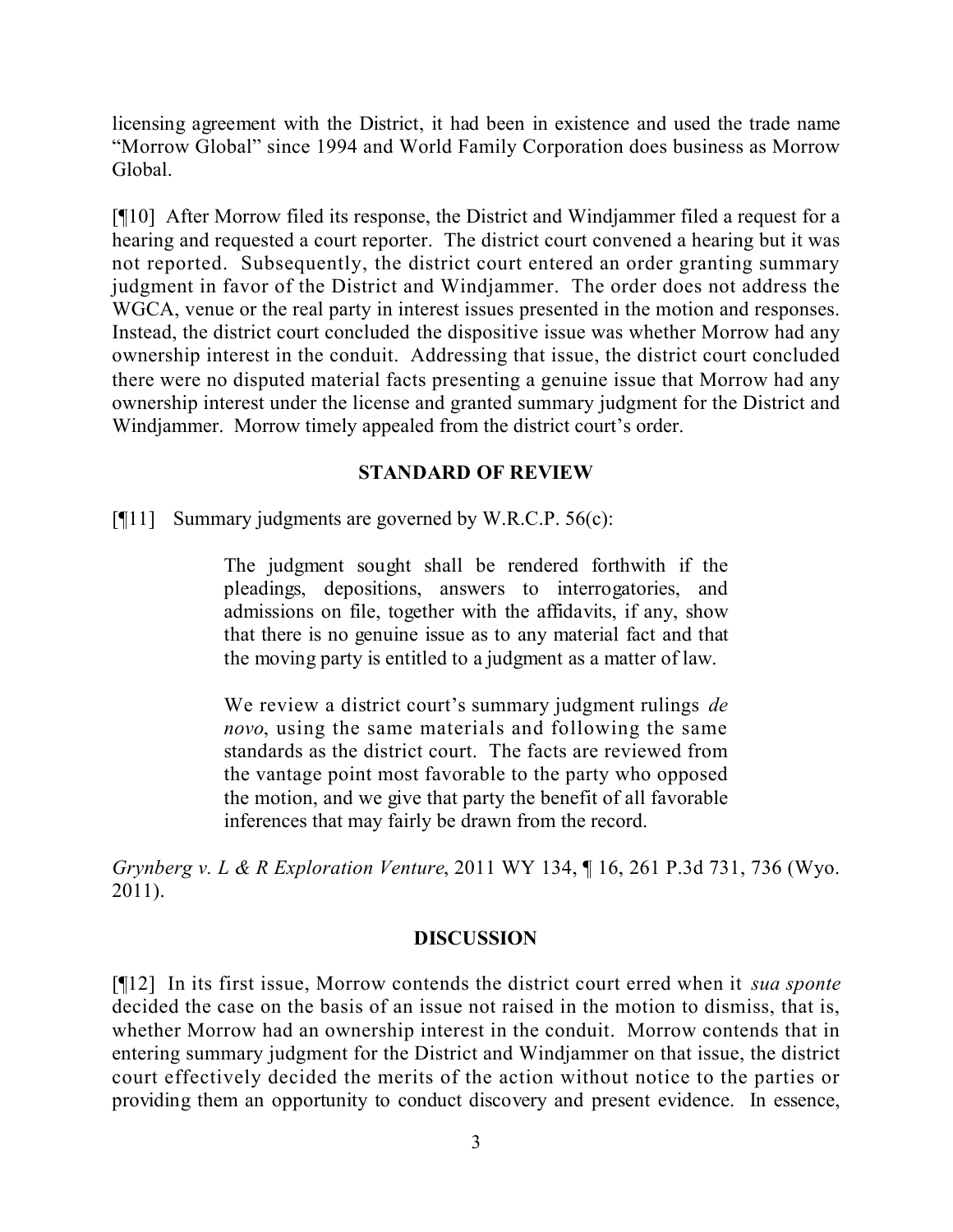licensing agreement with the District, it had been in existence and used the trade name "Morrow Global" since 1994 and World Family Corporation does business as Morrow Global.

[¶10] After Morrow filed its response, the District and Windjammer filed a request for a hearing and requested a court reporter. The district court convened a hearing but it was not reported. Subsequently, the district court entered an order granting summary judgment in favor of the District and Windjammer. The order does not address the WGCA, venue or the real party in interest issues presented in the motion and responses. Instead, the district court concluded the dispositive issue was whether Morrow had any ownership interest in the conduit. Addressing that issue, the district court concluded there were no disputed material facts presenting a genuine issue that Morrow had any ownership interest under the license and granted summary judgment for the District and Windjammer. Morrow timely appealed from the district court's order.

## STANDARD OF REVIEW

[¶11] Summary judgments are governed by W.R.C.P. 56(c):

> The judgment sought shall be rendered forthwith if the pleadings, depositions, answers to interrogatories, and admissions on file, together with the affidavits, if any, show that there is no genuine issue as to any material fact and that the moving party is entitled to a judgment as a matter of law.
>
> We review a district court's summary judgment rulings *de novo*, using the same materials and following the same standards as the district court. The facts are reviewed from the vantage point most favorable to the party who opposed the motion, and we give that party the benefit of all favorable inferences that may fairly be drawn from the record.

*Grynberg v. L & R Exploration Venture*, 2011 WY 134, ¶ 16, 261 P.3d 731, 736 (Wyo. 2011).

## DISCUSSION

[¶12] In its first issue, Morrow contends the district court erred when it *sua sponte* decided the case on the basis of an issue not raised in the motion to dismiss, that is, whether Morrow had an ownership interest in the conduit. Morrow contends that in entering summary judgment for the District and Windjammer on that issue, the district court effectively decided the merits of the action without notice to the parties or providing them an opportunity to conduct discovery and present evidence. In essence,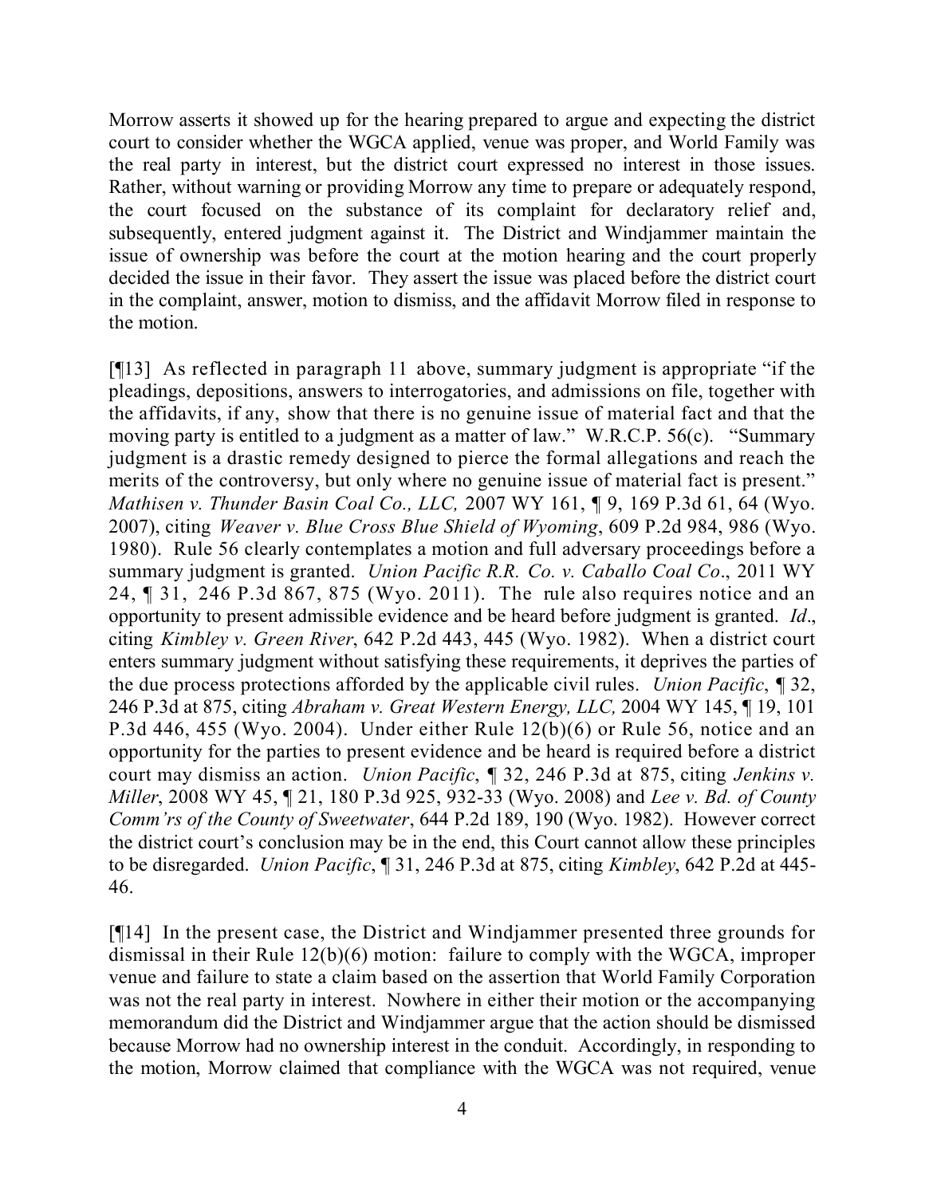Morrow asserts it showed up for the hearing prepared to argue and expecting the district court to consider whether the WGCA applied, venue was proper, and World Family was the real party in interest, but the district court expressed no interest in those issues. Rather, without warning or providing Morrow any time to prepare or adequately respond, the court focused on the substance of its complaint for declaratory relief and, subsequently, entered judgment against it. The District and Windjammer maintain the issue of ownership was before the court at the motion hearing and the court properly decided the issue in their favor. They assert the issue was placed before the district court in the complaint, answer, motion to dismiss, and the affidavit Morrow filed in response to the motion.

[¶13] As reflected in paragraph 11 above, summary judgment is appropriate "if the pleadings, depositions, answers to interrogatories, and admissions on file, together with the affidavits, if any, show that there is no genuine issue of material fact and that the moving party is entitled to a judgment as a matter of law." W.R.C.P. 56(c). "Summary judgment is a drastic remedy designed to pierce the formal allegations and reach the merits of the controversy, but only where no genuine issue of material fact is present." *Mathisen v. Thunder Basin Coal Co., LLC,* 2007 WY 161, ¶ 9, 169 P.3d 61, 64 (Wyo. 2007), citing *Weaver v. Blue Cross Blue Shield of Wyoming*, 609 P.2d 984, 986 (Wyo. 1980). Rule 56 clearly contemplates a motion and full adversary proceedings before a summary judgment is granted. *Union Pacific R.R. Co. v. Caballo Coal Co*., 2011 WY 24, ¶ 31, 246 P.3d 867, 875 (Wyo. 2011). The rule also requires notice and an opportunity to present admissible evidence and be heard before judgment is granted. *Id*., citing *Kimbley v. Green River*, 642 P.2d 443, 445 (Wyo. 1982). When a district court enters summary judgment without satisfying these requirements, it deprives the parties of the due process protections afforded by the applicable civil rules. *Union Pacific*, ¶ 32, 246 P.3d at 875, citing *Abraham v. Great Western Energy, LLC,* 2004 WY 145, ¶ 19, 101 P.3d 446, 455 (Wyo. 2004). Under either Rule 12(b)(6) or Rule 56, notice and an opportunity for the parties to present evidence and be heard is required before a district court may dismiss an action. *Union Pacific*, ¶ 32, 246 P.3d at 875, citing *Jenkins v. Miller*, 2008 WY 45, ¶ 21, 180 P.3d 925, 932-33 (Wyo. 2008) and *Lee v. Bd. of County Comm'rs of the County of Sweetwater*, 644 P.2d 189, 190 (Wyo. 1982). However correct the district court's conclusion may be in the end, this Court cannot allow these principles to be disregarded. *Union Pacific*, ¶ 31, 246 P.3d at 875, citing *Kimbley*, 642 P.2d at 445-46.

[¶14] In the present case, the District and Windjammer presented three grounds for dismissal in their Rule 12(b)(6) motion: failure to comply with the WGCA, improper venue and failure to state a claim based on the assertion that World Family Corporation was not the real party in interest. Nowhere in either their motion or the accompanying memorandum did the District and Windjammer argue that the action should be dismissed because Morrow had no ownership interest in the conduit. Accordingly, in responding to the motion, Morrow claimed that compliance with the WGCA was not required, venue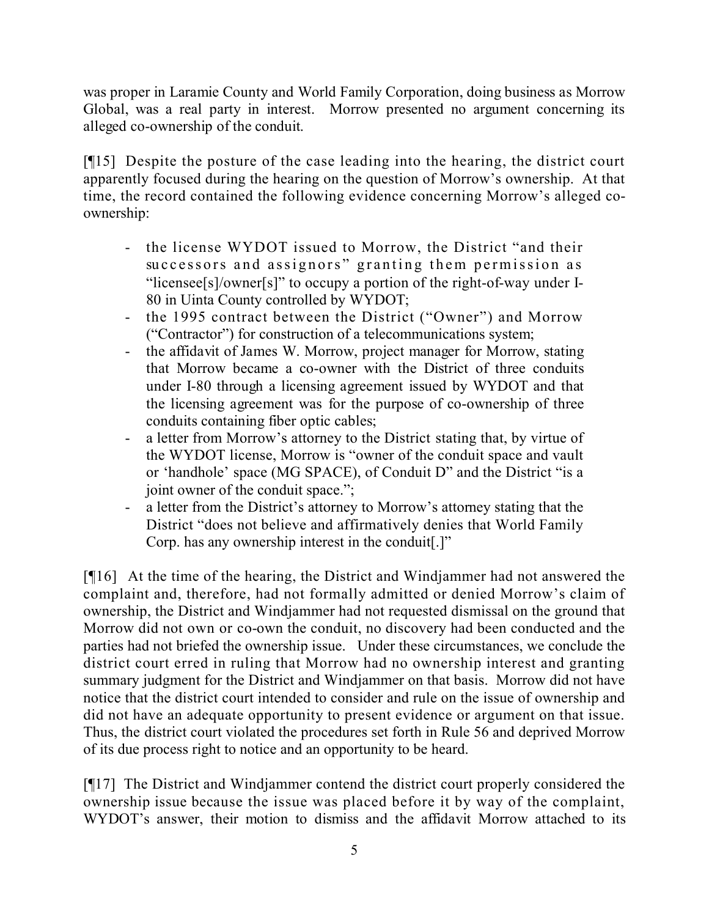was proper in Laramie County and World Family Corporation, doing business as Morrow Global, was a real party in interest. Morrow presented no argument concerning its alleged co-ownership of the conduit.

[¶15] Despite the posture of the case leading into the hearing, the district court apparently focused during the hearing on the question of Morrow's ownership. At that time, the record contained the following evidence concerning Morrow's alleged co-ownership:

- the license WYDOT issued to Morrow, the District "and their successors and assignors" granting them permission as "licensee[s]/owner[s]" to occupy a portion of the right-of-way under I-80 in Uinta County controlled by WYDOT;
- the 1995 contract between the District ("Owner") and Morrow ("Contractor") for construction of a telecommunications system;
- the affidavit of James W. Morrow, project manager for Morrow, stating that Morrow became a co-owner with the District of three conduits under I-80 through a licensing agreement issued by WYDOT and that the licensing agreement was for the purpose of co-ownership of three conduits containing fiber optic cables;
- a letter from Morrow's attorney to the District stating that, by virtue of the WYDOT license, Morrow is "owner of the conduit space and vault or 'handhole' space (MG SPACE), of Conduit D" and the District "is a joint owner of the conduit space.";
- a letter from the District's attorney to Morrow's attorney stating that the District "does not believe and affirmatively denies that World Family Corp. has any ownership interest in the conduit[.]"

[¶16] At the time of the hearing, the District and Windjammer had not answered the complaint and, therefore, had not formally admitted or denied Morrow's claim of ownership, the District and Windjammer had not requested dismissal on the ground that Morrow did not own or co-own the conduit, no discovery had been conducted and the parties had not briefed the ownership issue. Under these circumstances, we conclude the district court erred in ruling that Morrow had no ownership interest and granting summary judgment for the District and Windjammer on that basis. Morrow did not have notice that the district court intended to consider and rule on the issue of ownership and did not have an adequate opportunity to present evidence or argument on that issue. Thus, the district court violated the procedures set forth in Rule 56 and deprived Morrow of its due process right to notice and an opportunity to be heard.

[¶17] The District and Windjammer contend the district court properly considered the ownership issue because the issue was placed before it by way of the complaint, WYDOT's answer, their motion to dismiss and the affidavit Morrow attached to its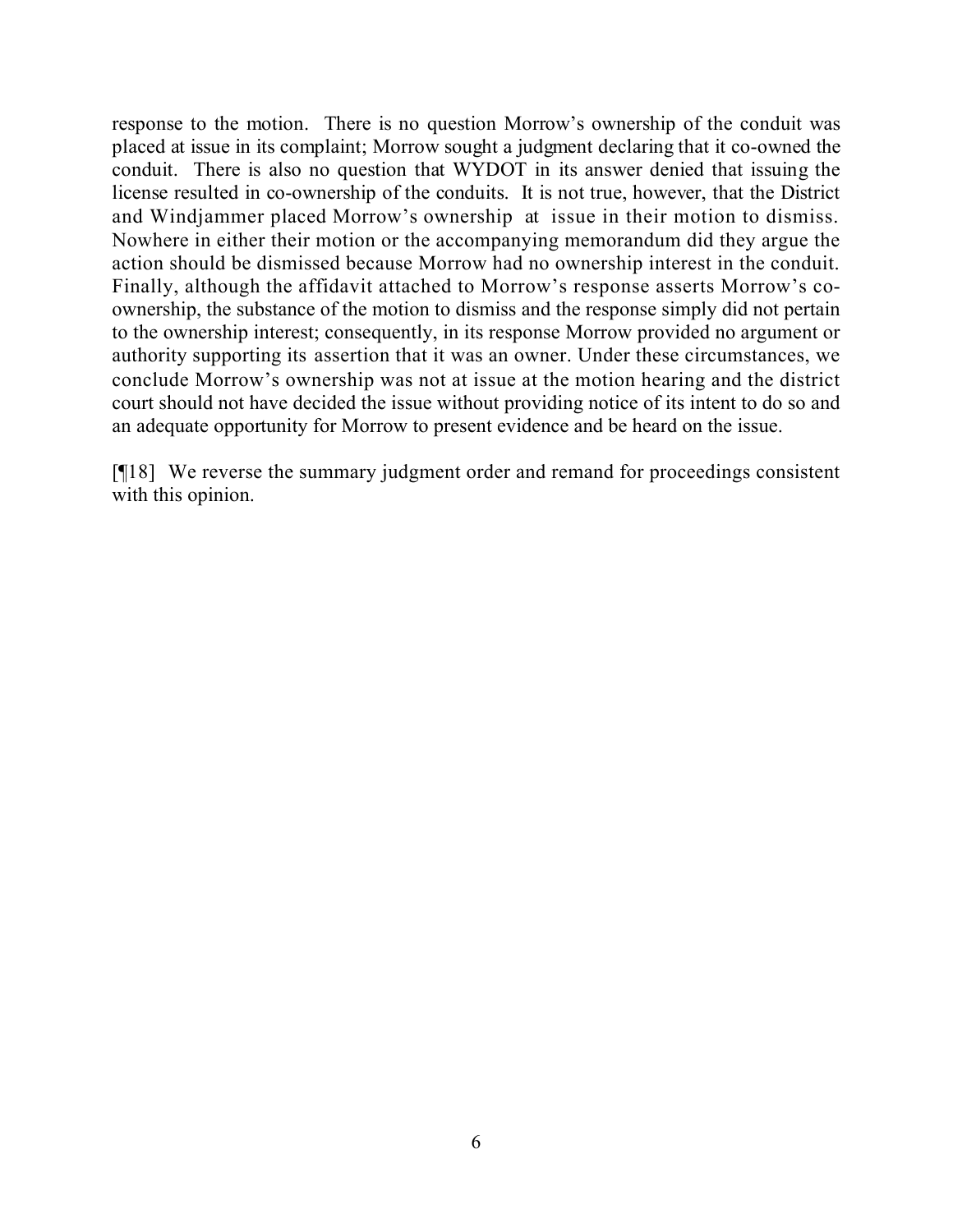response to the motion. There is no question Morrow's ownership of the conduit was placed at issue in its complaint; Morrow sought a judgment declaring that it co-owned the conduit. There is also no question that WYDOT in its answer denied that issuing the license resulted in co-ownership of the conduits. It is not true, however, that the District and Windjammer placed Morrow's ownership at issue in their motion to dismiss. Nowhere in either their motion or the accompanying memorandum did they argue the action should be dismissed because Morrow had no ownership interest in the conduit. Finally, although the affidavit attached to Morrow's response asserts Morrow's co-ownership, the substance of the motion to dismiss and the response simply did not pertain to the ownership interest; consequently, in its response Morrow provided no argument or authority supporting its assertion that it was an owner. Under these circumstances, we conclude Morrow's ownership was not at issue at the motion hearing and the district court should not have decided the issue without providing notice of its intent to do so and an adequate opportunity for Morrow to present evidence and be heard on the issue.

[¶18] We reverse the summary judgment order and remand for proceedings consistent with this opinion.